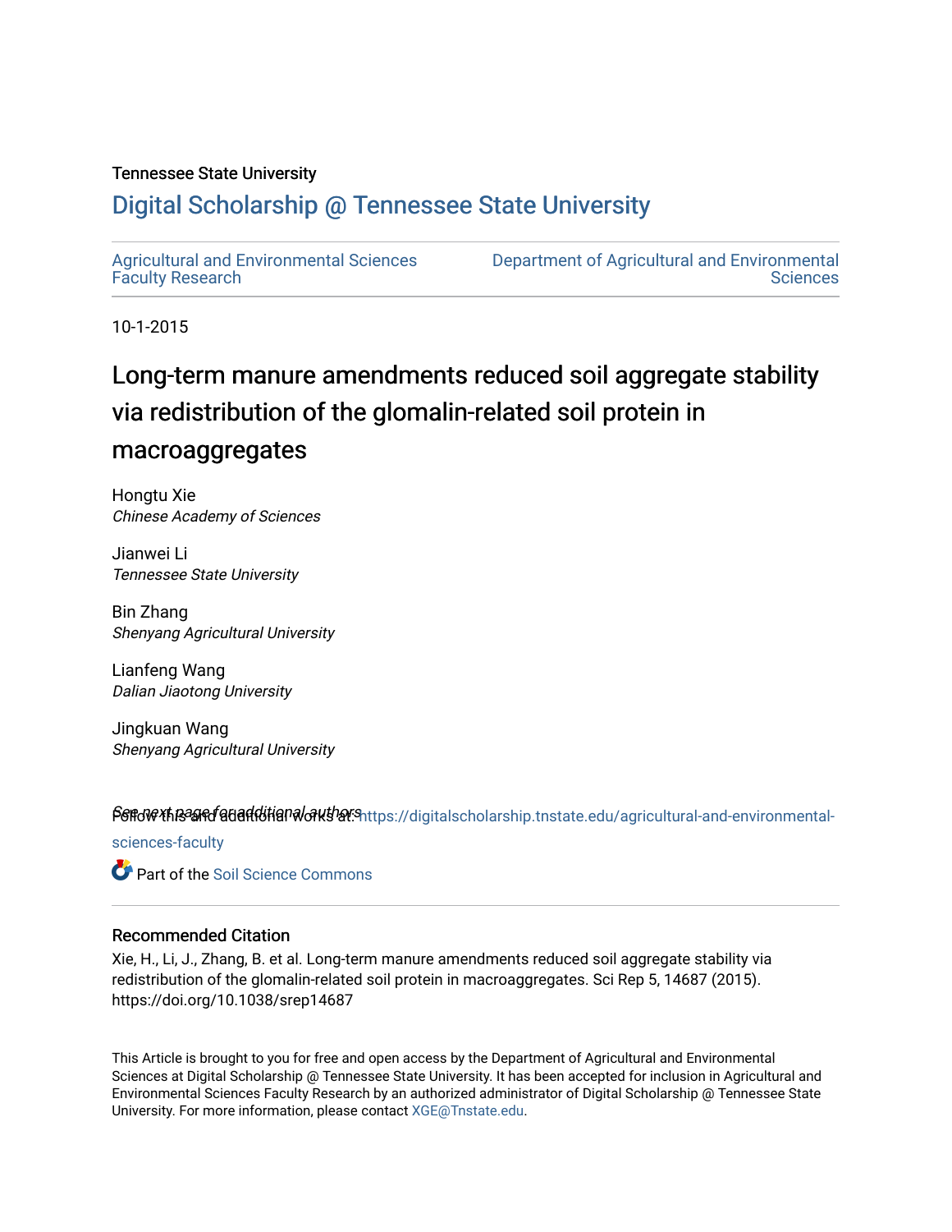Tennessee State University

# Digital Scholarship @ Tennessee State University

Agricultural and Environmental Sciences Faculty Research

Department of Agricultural and Environmental Sciences

10-1-2015

# Long-term manure amendments reduced soil aggregate stability via redistribution of the glomalin-related soil protein in macroaggregates

Hongtu Xie
*Chinese Academy of Sciences*

Jianwei Li
*Tennessee State University*

Bin Zhang
*Shenyang Agricultural University*

Lianfeng Wang
*Dalian Jiaotong University*

Jingkuan Wang
*Shenyang Agricultural University*

See next page for additional authors

Follow this and additional works at: https://digitalscholarship.tnstate.edu/agricultural-and-environmental-sciences-faculty

Part of the Soil Science Commons

## Recommended Citation

Xie, H., Li, J., Zhang, B. et al. Long-term manure amendments reduced soil aggregate stability via redistribution of the glomalin-related soil protein in macroaggregates. Sci Rep 5, 14687 (2015). https://doi.org/10.1038/srep14687

This Article is brought to you for free and open access by the Department of Agricultural and Environmental Sciences at Digital Scholarship @ Tennessee State University. It has been accepted for inclusion in Agricultural and Environmental Sciences Faculty Research by an authorized administrator of Digital Scholarship @ Tennessee State University. For more information, please contact XGE@Tnstate.edu.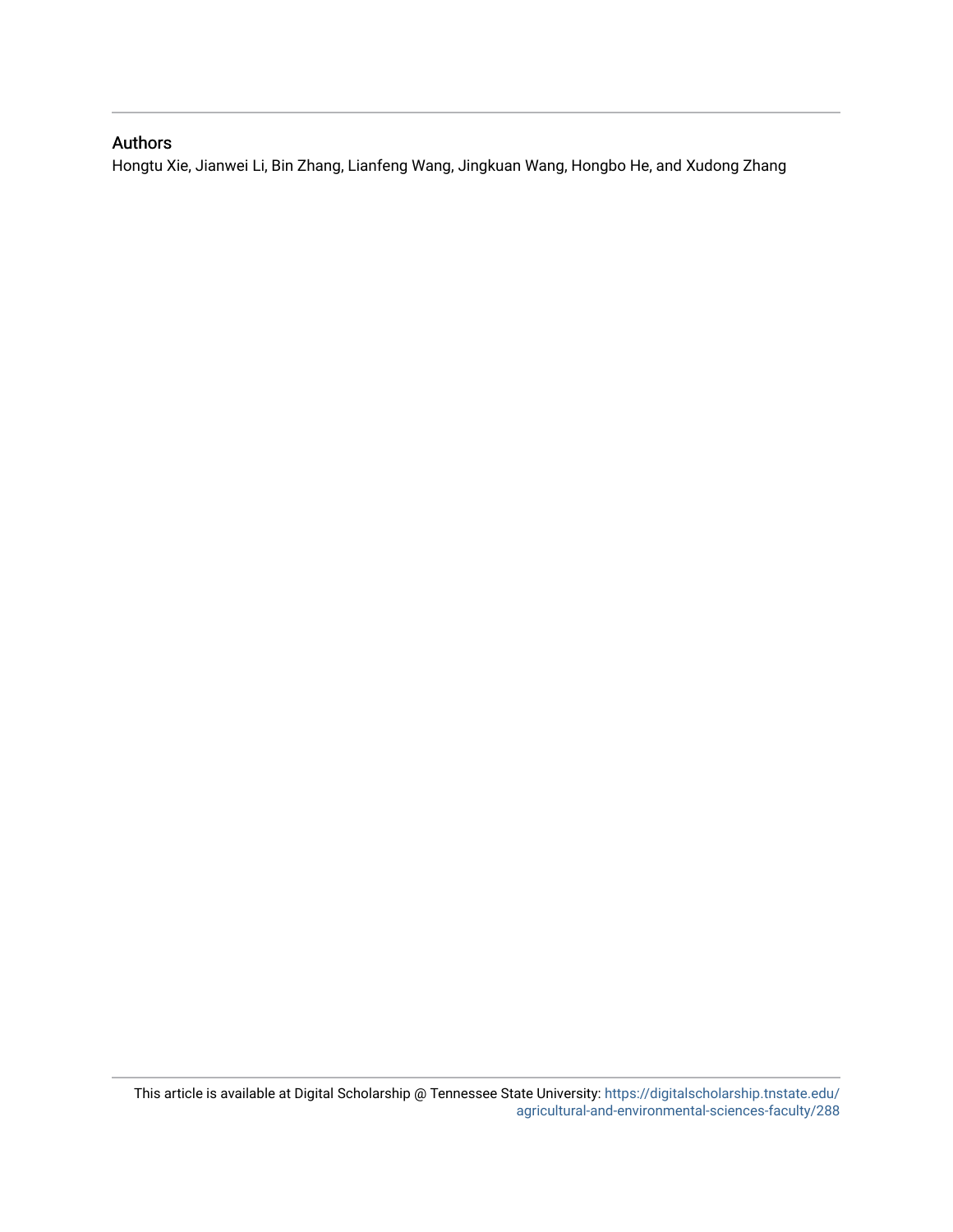## Authors

Hongtu Xie, Jianwei Li, Bin Zhang, Lianfeng Wang, Jingkuan Wang, Hongbo He, and Xudong Zhang

This article is available at Digital Scholarship @ Tennessee State University: https://digitalscholarship.tnstate.edu/agricultural-and-environmental-sciences-faculty/288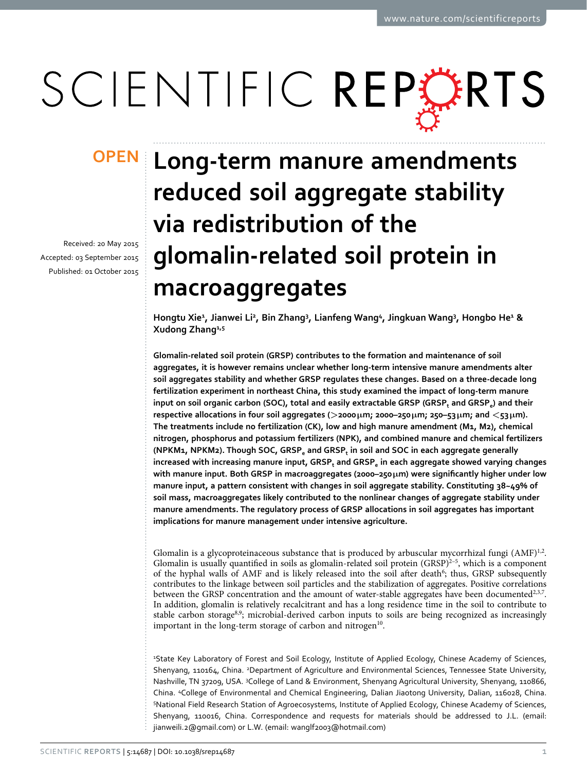# Long-term manure amendments reduced soil aggregate stability via redistribution of the glomalin-related soil protein in macroaggregates

OPEN

Received: 20 May 2015
Accepted: 03 September 2015
Published: 01 October 2015

**Hongtu Xie[1], Jianwei Li[2], Bin Zhang[3], Lianfeng Wang[4], Jingkuan Wang[3], Hongbo He[1] & Xudong Zhang[1,5]**

**Glomalin-related soil protein (GRSP) contributes to the formation and maintenance of soil aggregates, it is however remains unclear whether long-term intensive manure amendments alter soil aggregates stability and whether GRSP regulates these changes. Based on a three-decade long fertilization experiment in northeast China, this study examined the impact of long-term manure input on soil organic carbon (SOC), total and easily extractable GRSP ($GRSP_t$ and $GRSP_e$) and their respective allocations in four soil aggregates (>2000 μm; 2000–250 μm; 250–53 μm; and <53 μm). The treatments include no fertilization (CK), low and high manure amendment (M1, M2), chemical nitrogen, phosphorus and potassium fertilizers (NPK), and combined manure and chemical fertilizers (NPKM1, NPKM2). Though SOC, $GRSP_e$ and $GRSP_t$ in soil and SOC in each aggregate generally increased with increasing manure input, $GRSP_t$ and $GRSP_e$ in each aggregate showed varying changes with manure input. Both GRSP in macroaggregates (2000–250 μm) were significantly higher under low manure input, a pattern consistent with changes in soil aggregate stability. Constituting 38~49% of soil mass, macroaggregates likely contributed to the nonlinear changes of aggregate stability under manure amendments. The regulatory process of GRSP allocations in soil aggregates has important implications for manure management under intensive agriculture.**

Glomalin is a glycoproteinaceous substance that is produced by arbuscular mycorrhizal fungi (AMF)[1,2]. Glomalin is usually quantified in soils as glomalin-related soil protein (GRSP)[2–5], which is a component of the hyphal walls of AMF and is likely released into the soil after death[6]; thus, GRSP subsequently contributes to the linkage between soil particles and the stabilization of aggregates. Positive correlations between the GRSP concentration and the amount of water-stable aggregates have been documented[2,3,7]. In addition, glomalin is relatively recalcitrant and has a long residence time in the soil to contribute to stable carbon storage[8,9]; microbial-derived carbon inputs to soils are being recognized as increasingly important in the long-term storage of carbon and nitrogen[10].

[1]State Key Laboratory of Forest and Soil Ecology, Institute of Applied Ecology, Chinese Academy of Sciences, Shenyang, 110164, China. [2]Department of Agriculture and Environmental Sciences, Tennessee State University, Nashville, TN 37209, USA. [3]College of Land & Environment, Shenyang Agricultural University, Shenyang, 110866, China. [4]College of Environmental and Chemical Engineering, Dalian Jiaotong University, Dalian, 116028, China. [5]National Field Research Station of Agroecosystems, Institute of Applied Ecology, Chinese Academy of Sciences, Shenyang, 110016, China. Correspondence and requests for materials should be addressed to J.L. (email: jianweili.2@gmail.com) or L.W. (email: wanglf2003@hotmail.com)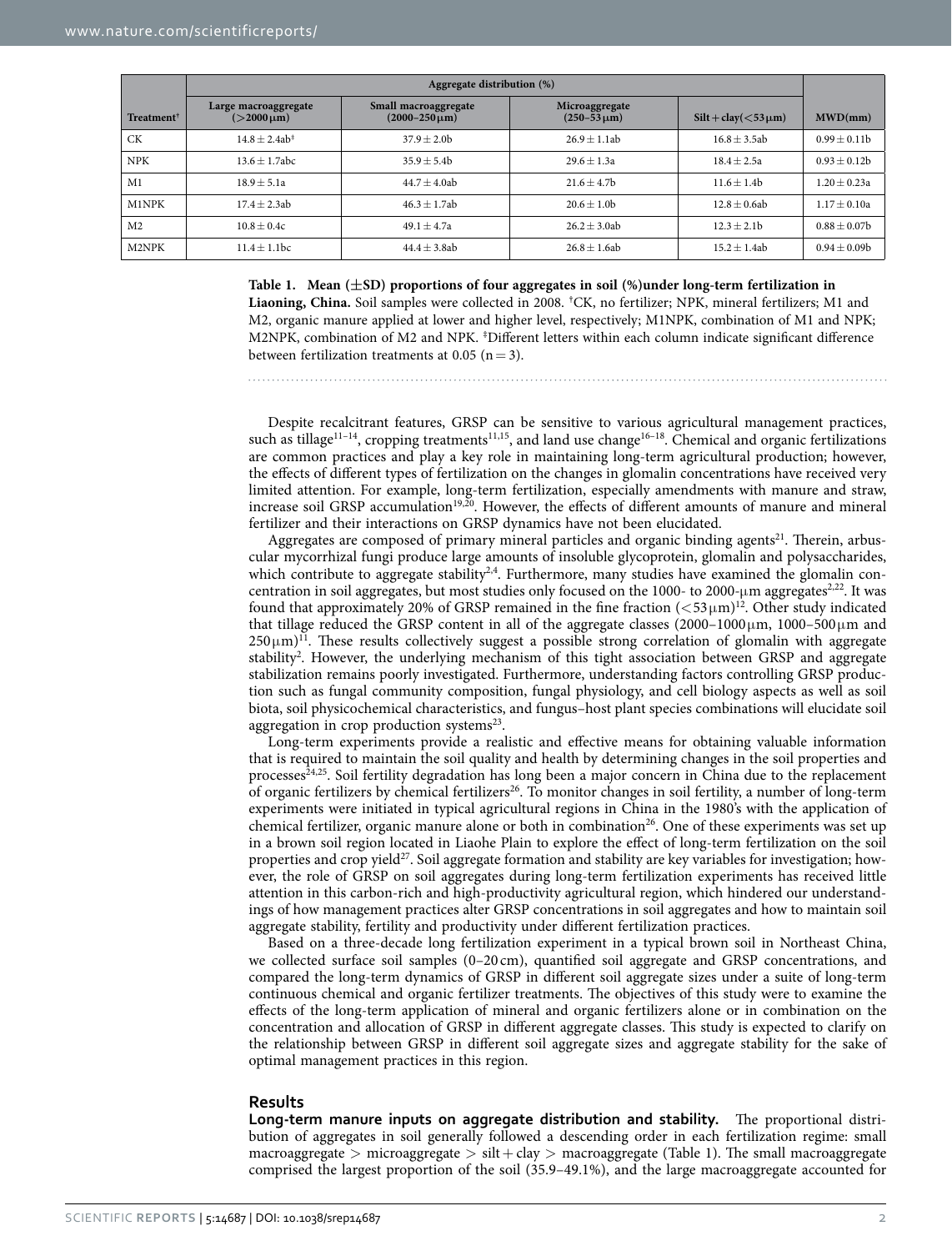| Treatment[†] | Aggregate distribution (%) | | | | MWD(mm) |
|---|---|---|---|---|---|
| | Large macroaggregate (>2000 μm) | Small macroaggregate (2000–250 μm) | Microaggregate (250–53 μm) | Silt + clay(<53 μm) | |
| CK | 14.8 ± 2.4ab[‡] | 37.9 ± 2.0b | 26.9 ± 1.1ab | 16.8 ± 3.5ab | 0.99 ± 0.11b |
| NPK | 13.6 ± 1.7abc | 35.9 ± 5.4b | 29.6 ± 1.3a | 18.4 ± 2.5a | 0.93 ± 0.12b |
| M1 | 18.9 ± 5.1a | 44.7 ± 4.0ab | 21.6 ± 4.7b | 11.6 ± 1.4b | 1.20 ± 0.23a |
| M1NPK | 17.4 ± 2.3ab | 46.3 ± 1.7ab | 20.6 ± 1.0b | 12.8 ± 0.6ab | 1.17 ± 0.10a |
| M2 | 10.8 ± 0.4c | 49.1 ± 4.7a | 26.2 ± 3.0ab | 12.3 ± 2.1b | 0.88 ± 0.07b |
| M2NPK | 11.4 ± 1.1bc | 44.4 ± 3.8ab | 26.8 ± 1.6ab | 15.2 ± 1.4ab | 0.94 ± 0.09b |

**Table 1. Mean (±SD) proportions of four aggregates in soil (%)under long-term fertilization in Liaoning, China.** Soil samples were collected in 2008. [†]CK, no fertilizer; NPK, mineral fertilizers; M1 and M2, organic manure applied at lower and higher level, respectively; M1NPK, combination of M1 and NPK; M2NPK, combination of M2 and NPK. [‡]Different letters within each column indicate significant difference between fertilization treatments at 0.05 (n = 3).

Despite recalcitrant features, GRSP can be sensitive to various agricultural management practices, such as tillage[11–14], cropping treatments[11,15], and land use change[16–18]. Chemical and organic fertilizations are common practices and play a key role in maintaining long-term agricultural production; however, the effects of different types of fertilization on the changes in glomalin concentrations have received very limited attention. For example, long-term fertilization, especially amendments with manure and straw, increase soil GRSP accumulation[19,20]. However, the effects of different amounts of manure and mineral fertilizer and their interactions on GRSP dynamics have not been elucidated.

Aggregates are composed of primary mineral particles and organic binding agents[21]. Therein, arbuscular mycorrhizal fungi produce large amounts of insoluble glycoprotein, glomalin and polysaccharides, which contribute to aggregate stability[2,4]. Furthermore, many studies have examined the glomalin concentration in soil aggregates, but most studies only focused on the 1000- to 2000-μm aggregates[2,22]. It was found that approximately 20% of GRSP remained in the fine fraction (<53 μm)[12]. Other study indicated that tillage reduced the GRSP content in all of the aggregate classes (2000–1000 μm, 1000–500 μm and 250 μm)[11]. These results collectively suggest a possible strong correlation of glomalin with aggregate stability[2]. However, the underlying mechanism of this tight association between GRSP and aggregate stabilization remains poorly investigated. Furthermore, understanding factors controlling GRSP production such as fungal community composition, fungal physiology, and cell biology aspects as well as soil biota, soil physicochemical characteristics, and fungus–host plant species combinations will elucidate soil aggregation in crop production systems[23].

Long-term experiments provide a realistic and effective means for obtaining valuable information that is required to maintain the soil quality and health by determining changes in the soil properties and processes[24,25]. Soil fertility degradation has long been a major concern in China due to the replacement of organic fertilizers by chemical fertilizers[26]. To monitor changes in soil fertility, a number of long-term experiments were initiated in typical agricultural regions in China in the 1980's with the application of chemical fertilizer, organic manure alone or both in combination[26]. One of these experiments was set up in a brown soil region located in Liaohe Plain to explore the effect of long-term fertilization on the soil properties and crop yield[27]. Soil aggregate formation and stability are key variables for investigation; however, the role of GRSP on soil aggregates during long-term fertilization experiments has received little attention in this carbon-rich and high-productivity agricultural region, which hindered our understandings of how management practices alter GRSP concentrations in soil aggregates and how to maintain soil aggregate stability, fertility and productivity under different fertilization practices.

Based on a three-decade long fertilization experiment in a typical brown soil in Northeast China, we collected surface soil samples (0–20 cm), quantified soil aggregate and GRSP concentrations, and compared the long-term dynamics of GRSP in different soil aggregate sizes under a suite of long-term continuous chemical and organic fertilizer treatments. The objectives of this study were to examine the effects of the long-term application of mineral and organic fertilizers alone or in combination on the concentration and allocation of GRSP in different aggregate classes. This study is expected to clarify on the relationship between GRSP in different soil aggregate sizes and aggregate stability for the sake of optimal management practices in this region.

## Results

**Long-term manure inputs on aggregate distribution and stability.** The proportional distribution of aggregates in soil generally followed a descending order in each fertilization regime: small macroaggregate > microaggregate > silt + clay > macroaggregate (Table 1). The small macroaggregate comprised the largest proportion of the soil (35.9–49.1%), and the large macroaggregate accounted for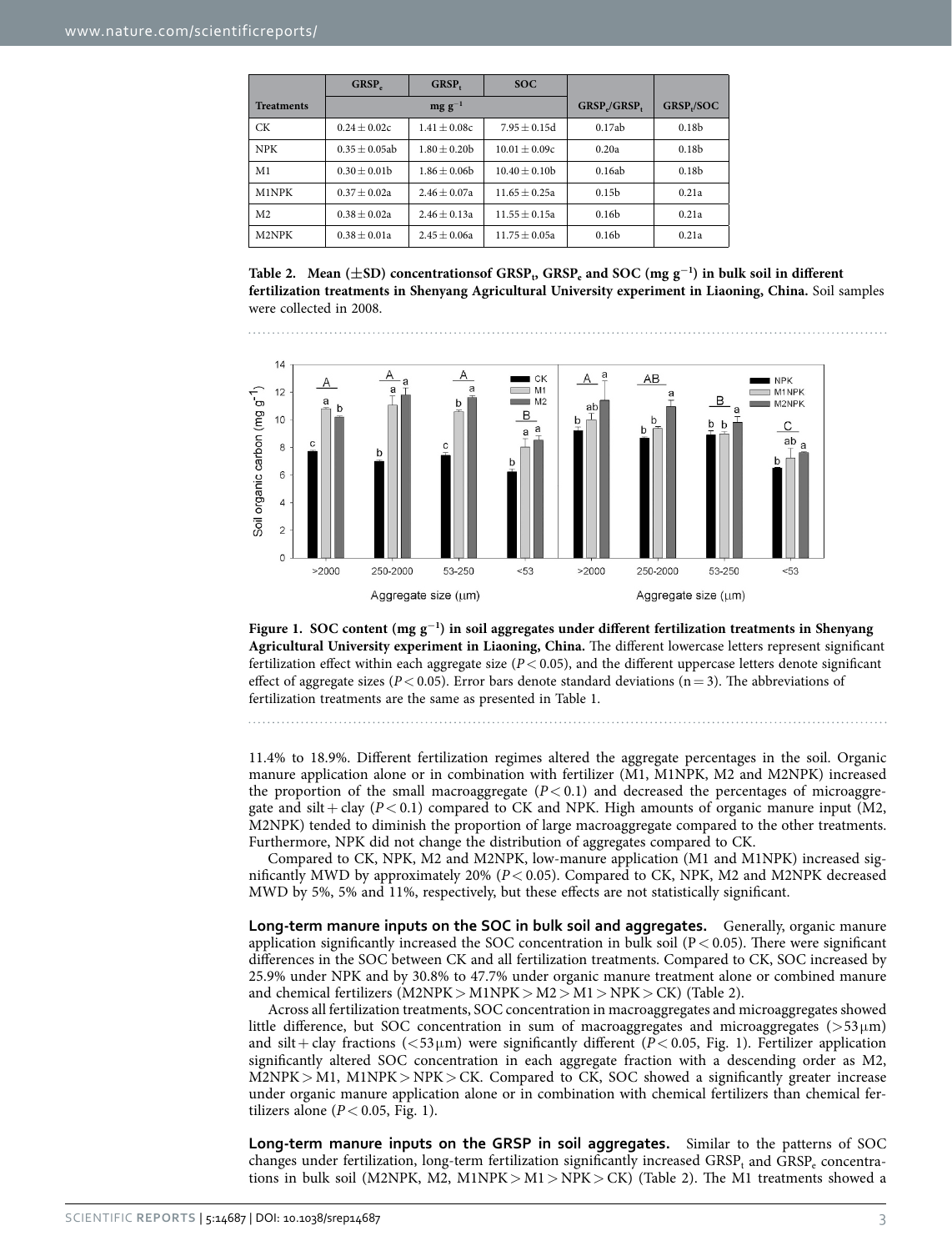| Treatments | $GRSP_e$ | $GRSP_t$ | SOC | $GRSP_e/GRSP_t$ | $GRSP_t/SOC$ |
|---|---|---|---|---|---|
| | mg $g^{-1}$ | | | | |
| CK | 0.24 ± 0.02c | 1.41 ± 0.08c | 7.95 ± 0.15d | 0.17ab | 0.18b |
| NPK | 0.35 ± 0.05ab | 1.80 ± 0.20b | 10.01 ± 0.09c | 0.20a | 0.18b |
| M1 | 0.30 ± 0.01b | 1.86 ± 0.06b | 10.40 ± 0.10b | 0.16ab | 0.18b |
| M1NPK | 0.37 ± 0.02a | 2.46 ± 0.07a | 11.65 ± 0.25a | 0.15b | 0.21a |
| M2 | 0.38 ± 0.02a | 2.46 ± 0.13a | 11.55 ± 0.15a | 0.16b | 0.21a |
| M2NPK | 0.38 ± 0.01a | 2.45 ± 0.06a | 11.75 ± 0.05a | 0.16b | 0.21a |

**Table 2. Mean (±SD) concentrationsof $GRSP_t$, $GRSP_e$ and SOC (mg $g^{-1}$) in bulk soil in different fertilization treatments in Shenyang Agricultural University experiment in Liaoning, China.** Soil samples were collected in 2008.

**Figure 1. SOC content (mg $g^{-1}$) in soil aggregates under different fertilization treatments in Shenyang Agricultural University experiment in Liaoning, China.** The different lowercase letters represent significant fertilization effect within each aggregate size ($P < 0.05$), and the different uppercase letters denote significant effect of aggregate sizes ($P < 0.05$). Error bars denote standard deviations (n = 3). The abbreviations of fertilization treatments are the same as presented in Table 1.

11.4% to 18.9%. Different fertilization regimes altered the aggregate percentages in the soil. Organic manure application alone or in combination with fertilizer (M1, M1NPK, M2 and M2NPK) increased the proportion of the small macroaggregate ($P < 0.1$) and decreased the percentages of microaggregate and silt + clay ($P < 0.1$) compared to CK and NPK. High amounts of organic manure input (M2, M2NPK) tended to diminish the proportion of large macroaggregate compared to the other treatments. Furthermore, NPK did not change the distribution of aggregates compared to CK.

Compared to CK, NPK, M2 and M2NPK, low-manure application (M1 and M1NPK) increased significantly MWD by approximately 20% ($P < 0.05$). Compared to CK, NPK, M2 and M2NPK decreased MWD by 5%, 5% and 11%, respectively, but these effects are not statistically significant.

**Long-term manure inputs on the SOC in bulk soil and aggregates.** Generally, organic manure application significantly increased the SOC concentration in bulk soil ($P < 0.05$). There were significant differences in the SOC between CK and all fertilization treatments. Compared to CK, SOC increased by 25.9% under NPK and by 30.8% to 47.7% under organic manure treatment alone or combined manure and chemical fertilizers (M2NPK > M1NPK > M2 > M1 > NPK > CK) (Table 2).

Across all fertilization treatments, SOC concentration in macroaggregates and microaggregates showed little difference, but SOC concentration in sum of macroaggregates and microaggregates (>53 μm) and silt + clay fractions (<53 μm) were significantly different ($P < 0.05$, Fig. 1). Fertilizer application significantly altered SOC concentration in each aggregate fraction with a descending order as M2, M2NPK > M1, M1NPK > NPK > CK. Compared to CK, SOC showed a significantly greater increase under organic manure application alone or in combination with chemical fertilizers than chemical fertilizers alone ($P < 0.05$, Fig. 1).

**Long-term manure inputs on the GRSP in soil aggregates.** Similar to the patterns of SOC changes under fertilization, long-term fertilization significantly increased $GRSP_t$ and $GRSP_e$ concentrations in bulk soil (M2NPK, M2, M1NPK > M1 > NPK > CK) (Table 2). The M1 treatments showed a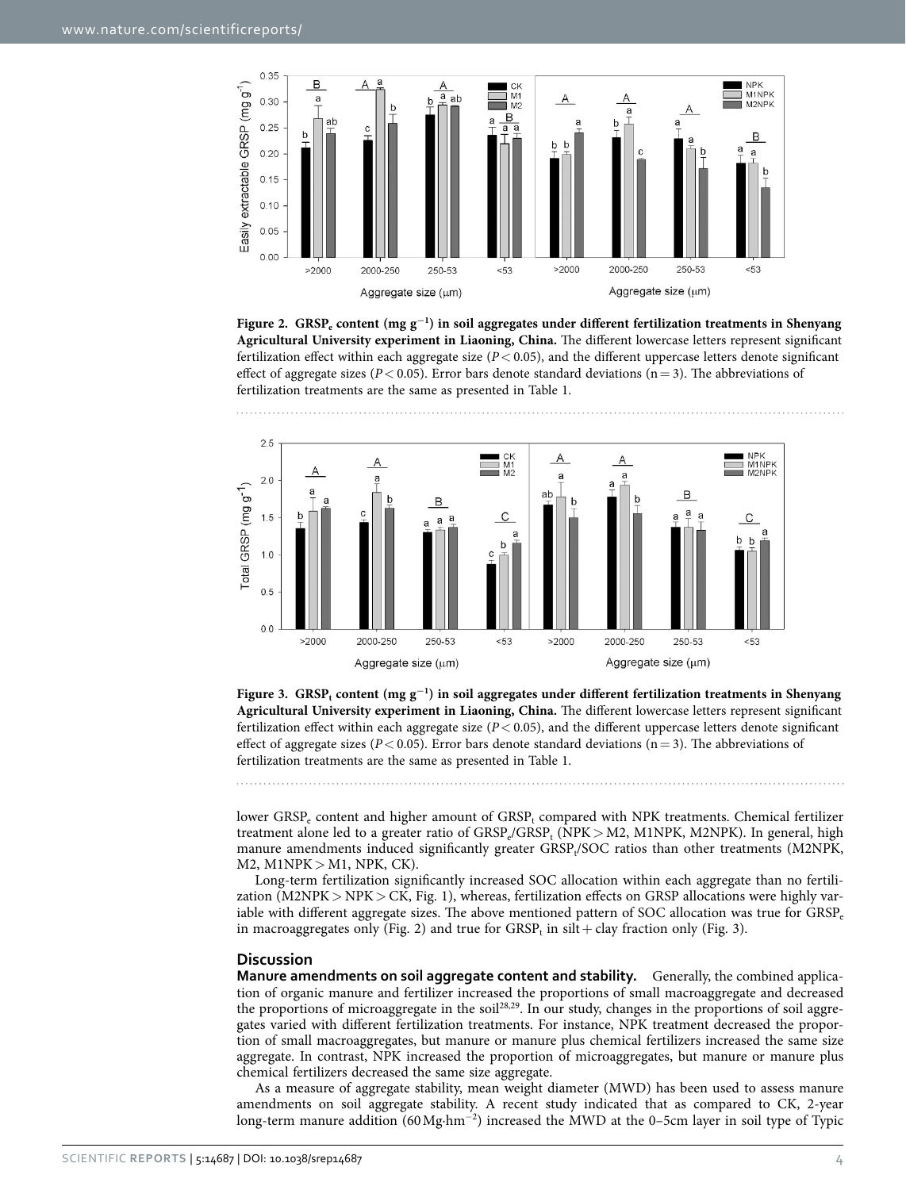**Figure 2. $GRSP_e$ content (mg $g^{-1}$) in soil aggregates under different fertilization treatments in Shenyang Agricultural University experiment in Liaoning, China.** The different lowercase letters represent significant fertilization effect within each aggregate size ($P < 0.05$), and the different uppercase letters denote significant effect of aggregate sizes ($P < 0.05$). Error bars denote standard deviations (n = 3). The abbreviations of fertilization treatments are the same as presented in Table 1.

**Figure 3. $GRSP_t$ content (mg $g^{-1}$) in soil aggregates under different fertilization treatments in Shenyang Agricultural University experiment in Liaoning, China.** The different lowercase letters represent significant fertilization effect within each aggregate size ($P < 0.05$), and the different uppercase letters denote significant effect of aggregate sizes ($P < 0.05$). Error bars denote standard deviations (n = 3). The abbreviations of fertilization treatments are the same as presented in Table 1.

lower $GRSP_e$ content and higher amount of $GRSP_t$ compared with NPK treatments. Chemical fertilizer treatment alone led to a greater ratio of $GRSP_e/GRSP_t$ (NPK > M2, M1NPK, M2NPK). In general, high manure amendments induced significantly greater $GRSP_t$/SOC ratios than other treatments (M2NPK, M2, M1NPK > M1, NPK, CK).

Long-term fertilization significantly increased SOC allocation within each aggregate than no fertilization (M2NPK > NPK > CK, Fig. 1), whereas, fertilization effects on GRSP allocations were highly variable with different aggregate sizes. The above mentioned pattern of SOC allocation was true for $GRSP_e$ in macroaggregates only (Fig. 2) and true for $GRSP_t$ in silt + clay fraction only (Fig. 3).

## Discussion

**Manure amendments on soil aggregate content and stability.** Generally, the combined application of organic manure and fertilizer increased the proportions of small macroaggregate and decreased the proportions of microaggregate in the soil[28,29]. In our study, changes in the proportions of soil aggregates varied with different fertilization treatments. For instance, NPK treatment decreased the proportion of small macroaggregates, but manure or manure plus chemical fertilizers increased the same size aggregate. In contrast, NPK increased the proportion of microaggregates, but manure or manure plus chemical fertilizers decreased the same size aggregate.

As a measure of aggregate stability, mean weight diameter (MWD) has been used to assess manure amendments on soil aggregate stability. A recent study indicated that as compared to CK, 2-year long-term manure addition (60 Mg·hm$^{-2}$) increased the MWD at the 0–5cm layer in soil type of Typic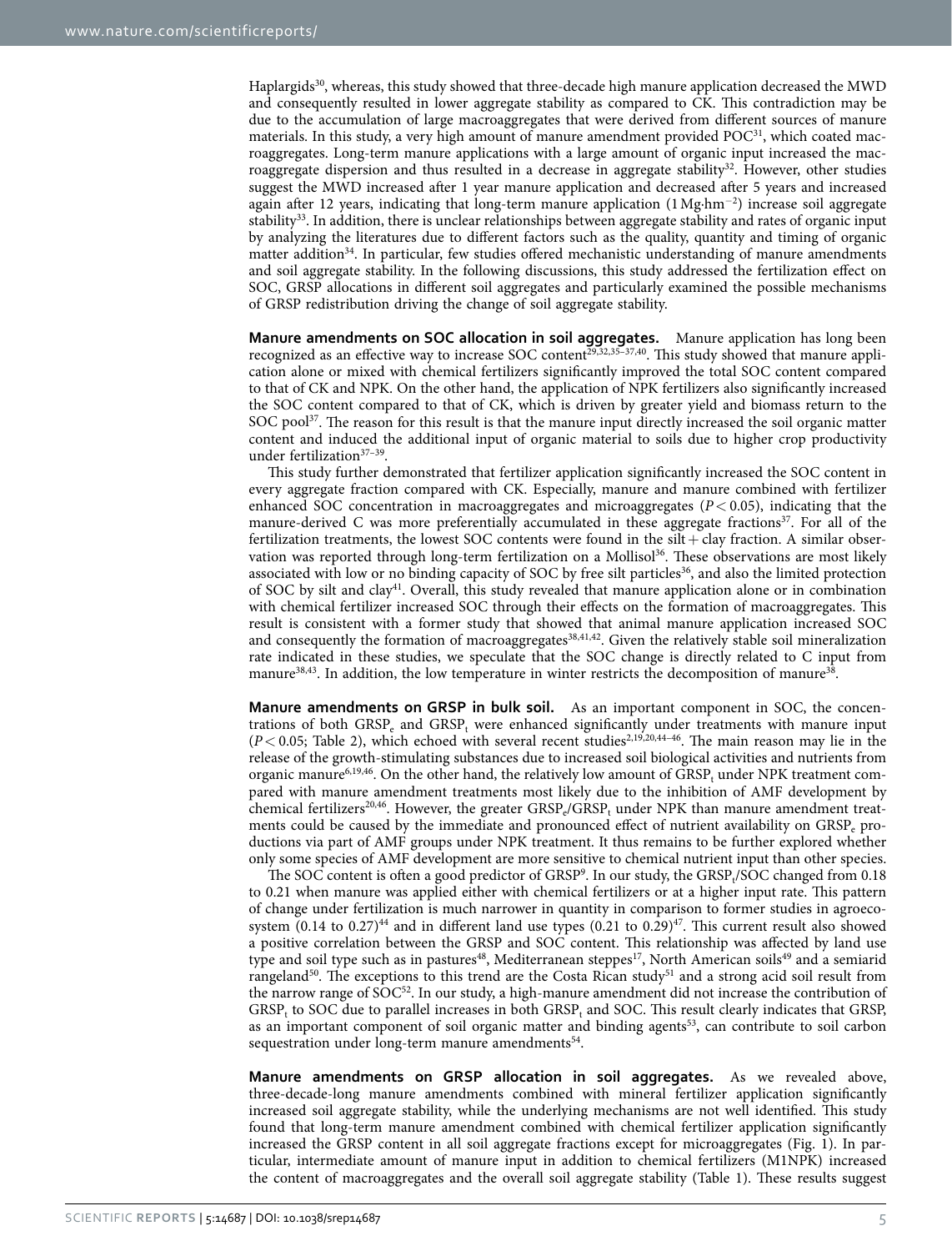Haplargids[30], whereas, this study showed that three-decade high manure application decreased the MWD and consequently resulted in lower aggregate stability as compared to CK. This contradiction may be due to the accumulation of large macroaggregates that were derived from different sources of manure materials. In this study, a very high amount of manure amendment provided POC[31], which coated macroaggregates. Long-term manure applications with a large amount of organic input increased the macroaggregate dispersion and thus resulted in a decrease in aggregate stability[32]. However, other studies suggest the MWD increased after 1 year manure application and decreased after 5 years and increased again after 12 years, indicating that long-term manure application ($1\,Mg \cdot hm^{-2}$) increase soil aggregate stability[33]. In addition, there is unclear relationships between aggregate stability and rates of organic input by analyzing the literatures due to different factors such as the quality, quantity and timing of organic matter addition[34]. In particular, few studies offered mechanistic understanding of manure amendments and soil aggregate stability. In the following discussions, this study addressed the fertilization effect on SOC, GRSP allocations in different soil aggregates and particularly examined the possible mechanisms of GRSP redistribution driving the change of soil aggregate stability.

**Manure amendments on SOC allocation in soil aggregates.** Manure application has long been recognized as an effective way to increase SOC content[29,32,35–37,40]. This study showed that manure application alone or mixed with chemical fertilizers significantly improved the total SOC content compared to that of CK and NPK. On the other hand, the application of NPK fertilizers also significantly increased the SOC content compared to that of CK, which is driven by greater yield and biomass return to the SOC pool[37]. The reason for this result is that the manure input directly increased the soil organic matter content and induced the additional input of organic material to soils due to higher crop productivity under fertilization[37–39].

This study further demonstrated that fertilizer application significantly increased the SOC content in every aggregate fraction compared with CK. Especially, manure and manure combined with fertilizer enhanced SOC concentration in macroaggregates and microaggregates ($P < 0.05$), indicating that the manure-derived C was more preferentially accumulated in these aggregate fractions[37]. For all of the fertilization treatments, the lowest SOC contents were found in the silt + clay fraction. A similar observation was reported through long-term fertilization on a Mollisol[36]. These observations are most likely associated with low or no binding capacity of SOC by free silt particles[36], and also the limited protection of SOC by silt and clay[41]. Overall, this study revealed that manure application alone or in combination with chemical fertilizer increased SOC through their effects on the formation of macroaggregates. This result is consistent with a former study that showed that animal manure application increased SOC and consequently the formation of macroaggregates[38,41,42]. Given the relatively stable soil mineralization rate indicated in these studies, we speculate that the SOC change is directly related to C input from manure[38,43]. In addition, the low temperature in winter restricts the decomposition of manure[38].

**Manure amendments on GRSP in bulk soil.** As an important component in SOC, the concentrations of both $GRSP_e$ and $GRSP_t$ were enhanced significantly under treatments with manure input ($P < 0.05$; Table 2), which echoed with several recent studies[2,19,20,44–46]. The main reason may lie in the release of the growth-stimulating substances due to increased soil biological activities and nutrients from organic manure[6,19,46]. On the other hand, the relatively low amount of $GRSP_t$ under NPK treatment compared with manure amendment treatments most likely due to the inhibition of AMF development by chemical fertilizers[20,46]. However, the greater $GRSP_e/GRSP_t$ under NPK than manure amendment treatments could be caused by the immediate and pronounced effect of nutrient availability on $GRSP_e$ productions via part of AMF groups under NPK treatment. It thus remains to be further explored whether only some species of AMF development are more sensitive to chemical nutrient input than other species.

The SOC content is often a good predictor of GRSP[9]. In our study, the $GRSP_t$/SOC changed from 0.18 to 0.21 when manure was applied either with chemical fertilizers or at a higher input rate. This pattern of change under fertilization is much narrower in quantity in comparison to former studies in agroecosystem (0.14 to 0.27)[44] and in different land use types (0.21 to 0.29)[47]. This current result also showed a positive correlation between the GRSP and SOC content. This relationship was affected by land use type and soil type such as in pastures[48], Mediterranean steppes[17], North American soils[49] and a semiarid rangeland[50]. The exceptions to this trend are the Costa Rican study[51] and a strong acid soil result from the narrow range of SOC[52]. In our study, a high-manure amendment did not increase the contribution of $GRSP_t$ to SOC due to parallel increases in both $GRSP_t$ and SOC. This result clearly indicates that GRSP, as an important component of soil organic matter and binding agents[53], can contribute to soil carbon sequestration under long-term manure amendments[54].

**Manure amendments on GRSP allocation in soil aggregates.** As we revealed above, three-decade-long manure amendments combined with mineral fertilizer application significantly increased soil aggregate stability, while the underlying mechanisms are not well identified. This study found that long-term manure amendment combined with chemical fertilizer application significantly increased the GRSP content in all soil aggregate fractions except for microaggregates (Fig. 1). In particular, intermediate amount of manure input in addition to chemical fertilizers (M1NPK) increased the content of macroaggregates and the overall soil aggregate stability (Table 1). These results suggest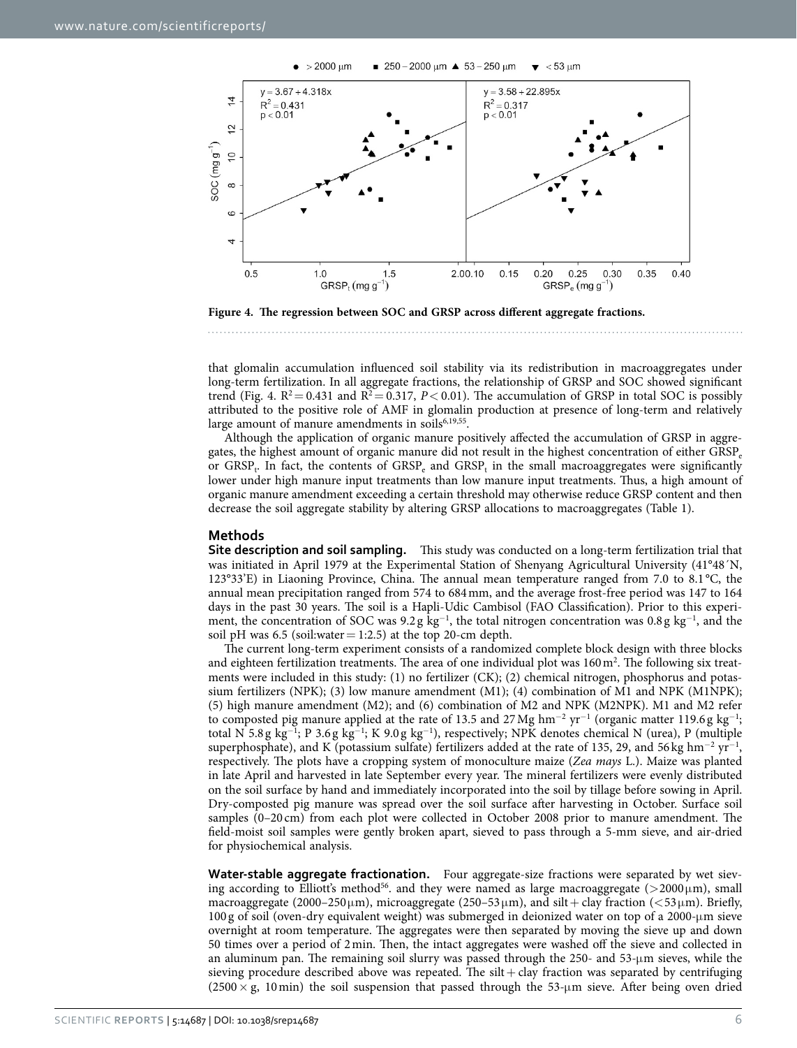**Figure 4. The regression between SOC and GRSP across different aggregate fractions.**

that glomalin accumulation influenced soil stability via its redistribution in macroaggregates under long-term fertilization. In all aggregate fractions, the relationship of GRSP and SOC showed significant trend (Fig. 4. $R^2 = 0.431$ and $R^2 = 0.317$, $P < 0.01$). The accumulation of GRSP in total SOC is possibly attributed to the positive role of AMF in glomalin production at presence of long-term and relatively large amount of manure amendments in soils[6,19,55].

Although the application of organic manure positively affected the accumulation of GRSP in aggregates, the highest amount of organic manure did not result in the highest concentration of either $GRSP_e$ or $GRSP_t$. In fact, the contents of $GRSP_e$ and $GRSP_t$ in the small macroaggregates were significantly lower under high manure input treatments than low manure input treatments. Thus, a high amount of organic manure amendment exceeding a certain threshold may otherwise reduce GRSP content and then decrease the soil aggregate stability by altering GRSP allocations to macroaggregates (Table 1).

## Methods

**Site description and soil sampling.** This study was conducted on a long-term fertilization trial that was initiated in April 1979 at the Experimental Station of Shenyang Agricultural University (41°48´N, 123°33'E) in Liaoning Province, China. The annual mean temperature ranged from 7.0 to 8.1 °C, the annual mean precipitation ranged from 574 to 684 mm, and the average frost-free period was 147 to 164 days in the past 30 years. The soil is a Hapli-Udic Cambisol (FAO Classification). Prior to this experiment, the concentration of SOC was 9.2 g $kg^{-1}$, the total nitrogen concentration was 0.8 g $kg^{-1}$, and the soil pH was 6.5 (soil:water = 1:2.5) at the top 20-cm depth.

The current long-term experiment consists of a randomized complete block design with three blocks and eighteen fertilization treatments. The area of one individual plot was 160 $m^2$. The following six treatments were included in this study: (1) no fertilizer (CK); (2) chemical nitrogen, phosphorus and potassium fertilizers (NPK); (3) low manure amendment (M1); (4) combination of M1 and NPK (M1NPK); (5) high manure amendment (M2); and (6) combination of M2 and NPK (M2NPK). M1 and M2 refer to composted pig manure applied at the rate of 13.5 and 27 Mg $hm^{-2}$ $yr^{-1}$ (organic matter 119.6 g $kg^{-1}$; total N 5.8 g $kg^{-1}$; P 3.6 g $kg^{-1}$; K 9.0 g $kg^{-1}$), respectively; NPK denotes chemical N (urea), P (multiple superphosphate), and K (potassium sulfate) fertilizers added at the rate of 135, 29, and 56 kg $hm^{-2}$ $yr^{-1}$, respectively. The plots have a cropping system of monoculture maize (*Zea mays* L.). Maize was planted in late April and harvested in late September every year. The mineral fertilizers were evenly distributed on the soil surface by hand and immediately incorporated into the soil by tillage before sowing in April. Dry-composted pig manure was spread over the soil surface after harvesting in October. Surface soil samples (0–20 cm) from each plot were collected in October 2008 prior to manure amendment. The field-moist soil samples were gently broken apart, sieved to pass through a 5-mm sieve, and air-dried for physiochemical analysis.

**Water-stable aggregate fractionation.** Four aggregate-size fractions were separated by wet sieving according to Elliott's method[56]. and they were named as large macroaggregate (>2000 μm), small macroaggregate (2000–250 μm), microaggregate (250–53 μm), and silt + clay fraction (<53 μm). Briefly, 100 g of soil (oven-dry equivalent weight) was submerged in deionized water on top of a 2000-μm sieve overnight at room temperature. The aggregates were then separated by moving the sieve up and down 50 times over a period of 2 min. Then, the intact aggregates were washed off the sieve and collected in an aluminum pan. The remaining soil slurry was passed through the 250- and 53-μm sieves, while the sieving procedure described above was repeated. The silt + clay fraction was separated by centrifuging (2500 × g, 10 min) the soil suspension that passed through the 53-μm sieve. After being oven dried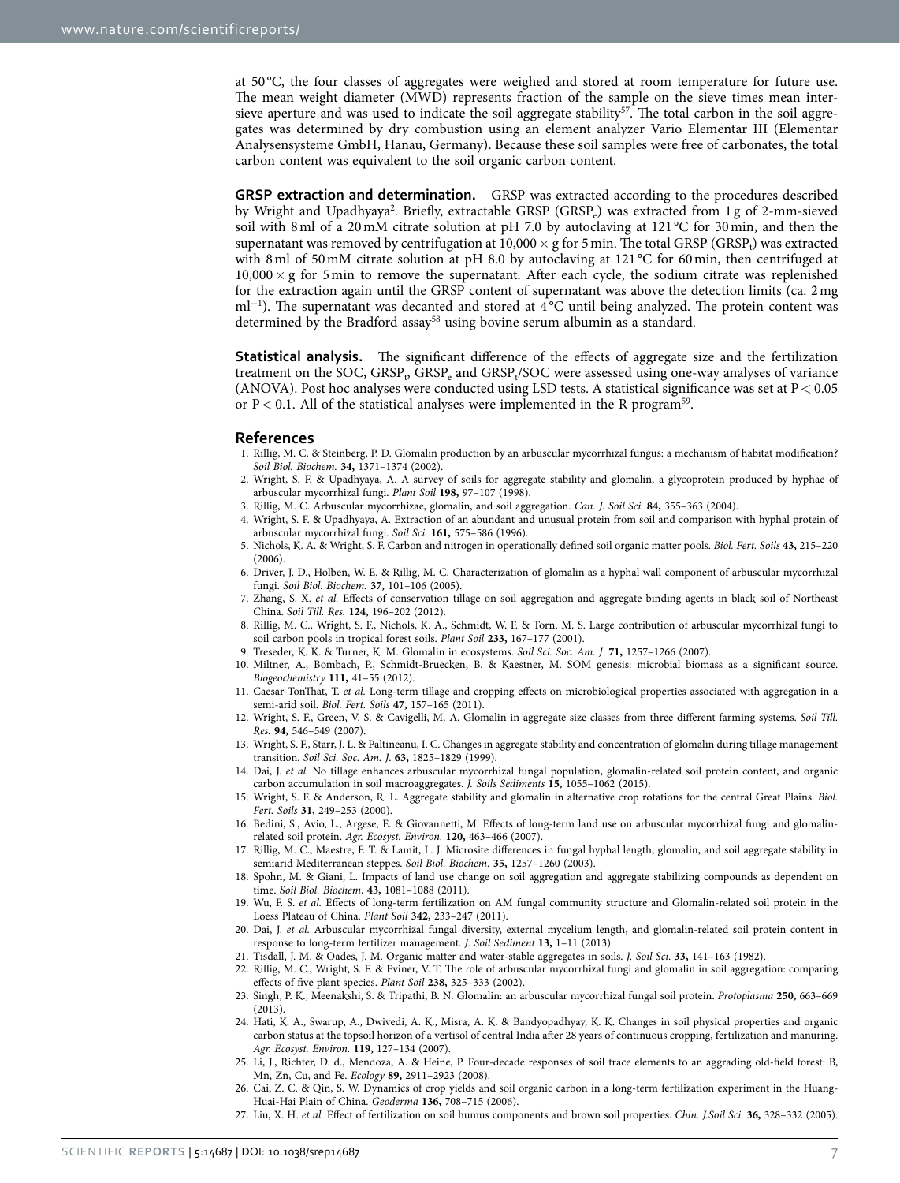at 50 °C, the four classes of aggregates were weighed and stored at room temperature for future use. The mean weight diameter (MWD) represents fraction of the sample on the sieve times mean inter-sieve aperture and was used to indicate the soil aggregate stability[57]. The total carbon in the soil aggregates was determined by dry combustion using an element analyzer Vario Elementar III (Elementar Analysensysteme GmbH, Hanau, Germany). Because these soil samples were free of carbonates, the total carbon content was equivalent to the soil organic carbon content.

**GRSP extraction and determination.** GRSP was extracted according to the procedures described by Wright and Upadhyaya[2]. Briefly, extractable GRSP ($GRSP_e$) was extracted from 1 g of 2-mm-sieved soil with 8 ml of a 20 mM citrate solution at pH 7.0 by autoclaving at 121 °C for 30 min, and then the supernatant was removed by centrifugation at 10,000 × g for 5 min. The total GRSP ($GRSP_t$) was extracted with 8 ml of 50 mM citrate solution at pH 8.0 by autoclaving at 121 °C for 60 min, then centrifuged at 10,000 × g for 5 min to remove the supernatant. After each cycle, the sodium citrate was replenished for the extraction again until the GRSP content of supernatant was above the detection limits (ca. 2 mg $ml^{-1}$). The supernatant was decanted and stored at 4 °C until being analyzed. The protein content was determined by the Bradford assay[58] using bovine serum albumin as a standard.

**Statistical analysis.** The significant difference of the effects of aggregate size and the fertilization treatment on the SOC, $GRSP_t$, $GRSP_e$ and $GRSP_t$/SOC were assessed using one-way analyses of variance (ANOVA). Post hoc analyses were conducted using LSD tests. A statistical significance was set at $P < 0.05$ or $P < 0.1$. All of the statistical analyses were implemented in the R program[59].

## References

1. Rillig, M. C. & Steinberg, P. D. Glomalin production by an arbuscular mycorrhizal fungus: a mechanism of habitat modification? *Soil Biol. Biochem.* **34,** 1371–1374 (2002).
2. Wright, S. F. & Upadhyaya, A. A survey of soils for aggregate stability and glomalin, a glycoprotein produced by hyphae of arbuscular mycorrhizal fungi. *Plant Soil* **198,** 97–107 (1998).
3. Rillig, M. C. Arbuscular mycorrhizae, glomalin, and soil aggregation. *Can. J. Soil Sci.* **84,** 355–363 (2004).
4. Wright, S. F. & Upadhyaya, A. Extraction of an abundant and unusual protein from soil and comparison with hyphal protein of arbuscular mycorrhizal fungi. *Soil Sci.* **161,** 575–586 (1996).
5. Nichols, K. A. & Wright, S. F. Carbon and nitrogen in operationally defined soil organic matter pools. *Biol. Fert. Soils* **43,** 215–220 (2006).
6. Driver, J. D., Holben, W. E. & Rillig, M. C. Characterization of glomalin as a hyphal wall component of arbuscular mycorrhizal fungi. *Soil Biol. Biochem.* **37,** 101–106 (2005).
7. Zhang, S. X. *et al.* Effects of conservation tillage on soil aggregation and aggregate binding agents in black soil of Northeast China. *Soil Till. Res.* **124,** 196–202 (2012).
8. Rillig, M. C., Wright, S. F., Nichols, K. A., Schmidt, W. F. & Torn, M. S. Large contribution of arbuscular mycorrhizal fungi to soil carbon pools in tropical forest soils. *Plant Soil* **233,** 167–177 (2001).
9. Treseder, K. K. & Turner, K. M. Glomalin in ecosystems. *Soil Sci. Soc. Am. J.* **71,** 1257–1266 (2007).
10. Miltner, A., Bombach, P., Schmidt-Bruecken, B. & Kaestner, M. SOM genesis: microbial biomass as a significant source. *Biogeochemistry* **111,** 41–55 (2012).
11. Caesar-TonThat, T. *et al.* Long-term tillage and cropping effects on microbiological properties associated with aggregation in a semi-arid soil. *Biol. Fert. Soils* **47,** 157–165 (2011).
12. Wright, S. F., Green, V. S. & Cavigelli, M. A. Glomalin in aggregate size classes from three different farming systems. *Soil Till. Res.* **94,** 546–549 (2007).
13. Wright, S. F., Starr, J. L. & Paltineanu, I. C. Changes in aggregate stability and concentration of glomalin during tillage management transition. *Soil Sci. Soc. Am. J.* **63,** 1825–1829 (1999).
14. Dai, J. *et al.* No tillage enhances arbuscular mycorrhizal fungal population, glomalin-related soil protein content, and organic carbon accumulation in soil macroaggregates. *J. Soils Sediments* **15,** 1055–1062 (2015).
15. Wright, S. F. & Anderson, R. L. Aggregate stability and glomalin in alternative crop rotations for the central Great Plains. *Biol. Fert. Soils* **31,** 249–253 (2000).
16. Bedini, S., Avio, L., Argese, E. & Giovannetti, M. Effects of long-term land use on arbuscular mycorrhizal fungi and glomalin-related soil protein. *Agr. Ecosyst. Environ.* **120,** 463–466 (2007).
17. Rillig, M. C., Maestre, F. T. & Lamit, L. J. Microsite differences in fungal hyphal length, glomalin, and soil aggregate stability in semiarid Mediterranean steppes. *Soil Biol. Biochem.* **35,** 1257–1260 (2003).
18. Spohn, M. & Giani, L. Impacts of land use change on soil aggregation and aggregate stabilizing compounds as dependent on time. *Soil Biol. Biochem.* **43,** 1081–1088 (2011).
19. Wu, F. S. *et al.* Effects of long-term fertilization on AM fungal community structure and Glomalin-related soil protein in the Loess Plateau of China. *Plant Soil* **342,** 233–247 (2011).
20. Dai, J. *et al.* Arbuscular mycorrhizal fungal diversity, external mycelium length, and glomalin-related soil protein content in response to long-term fertilizer management. *J. Soil Sediment* **13,** 1–11 (2013).
21. Tisdall, J. M. & Oades, J. M. Organic matter and water-stable aggregates in soils. *J. Soil Sci.* **33,** 141–163 (1982).
22. Rillig, M. C., Wright, S. F. & Eviner, V. T. The role of arbuscular mycorrhizal fungi and glomalin in soil aggregation: comparing effects of five plant species. *Plant Soil* **238,** 325–333 (2002).
23. Singh, P. K., Meenakshi, S. & Tripathi, B. N. Glomalin: an arbuscular mycorrhizal fungal soil protein. *Protoplasma* **250,** 663–669 (2013).
24. Hati, K. A., Swarup, A., Dwivedi, A. K., Misra, A. K. & Bandyopadhyay, K. K. Changes in soil physical properties and organic carbon status at the topsoil horizon of a vertisol of central India after 28 years of continuous cropping, fertilization and manuring. *Agr. Ecosyst. Environ.* **119,** 127–134 (2007).
25. Li, J., Richter, D. d., Mendoza, A. & Heine, P. Four-decade responses of soil trace elements to an aggrading old-field forest: B, Mn, Zn, Cu, and Fe. *Ecology* **89,** 2911–2923 (2008).
26. Cai, Z. C. & Qin, S. W. Dynamics of crop yields and soil organic carbon in a long-term fertilization experiment in the Huang-Huai-Hai Plain of China. *Geoderma* **136,** 708–715 (2006).
27. Liu, X. H. *et al.* Effect of fertilization on soil humus components and brown soil properties. *Chin. J.Soil Sci.* **36,** 328–332 (2005).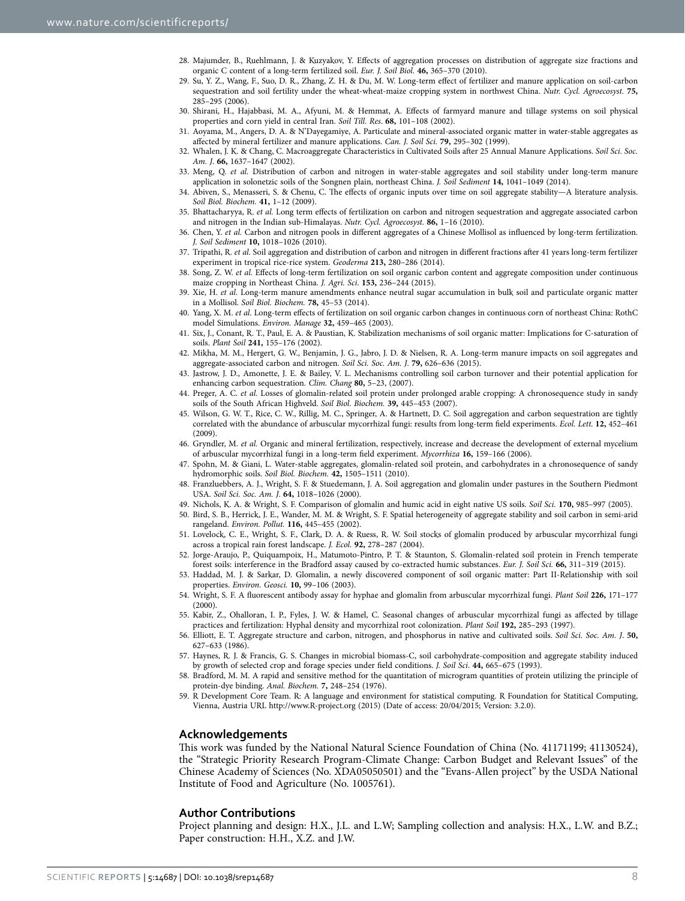28. Majumder, B., Ruehlmann, J. & Kuzyakov, Y. Effects of aggregation processes on distribution of aggregate size fractions and organic C content of a long-term fertilized soil. *Eur. J. Soil Biol.* **46,** 365–370 (2010).
29. Su, Y. Z., Wang, F., Suo, D. R., Zhang, Z. H. & Du, M. W. Long-term effect of fertilizer and manure application on soil-carbon sequestration and soil fertility under the wheat-wheat-maize cropping system in northwest China. *Nutr. Cycl. Agroecosyst.* **75,** 285–295 (2006).
30. Shirani, H., Hajabbasi, M. A., Afyuni, M. & Hemmat, A. Effects of farmyard manure and tillage systems on soil physical properties and corn yield in central Iran. *Soil Till. Res*. **68,** 101–108 (2002).
31. Aoyama, M., Angers, D. A. & N'Dayegamiye, A. Particulate and mineral-associated organic matter in water-stable aggregates as affected by mineral fertilizer and manure applications. *Can. J. Soil Sci.* **79,** 295–302 (1999).
32. Whalen, J. K. & Chang, C. Macroaggregate Characteristics in Cultivated Soils after 25 Annual Manure Applications. *Soil Sci. Soc. Am. J.* **66,** 1637–1647 (2002).
33. Meng, Q. *et al.* Distribution of carbon and nitrogen in water-stable aggregates and soil stability under long-term manure application in solonetzic soils of the Songnen plain, northeast China. *J. Soil Sediment* **14,** 1041–1049 (2014).
34. Abiven, S., Menasseri, S. & Chenu, C. The effects of organic inputs over time on soil aggregate stability—A literature analysis. *Soil Biol. Biochem.* **41,** 1–12 (2009).
35. Bhattacharyya, R. *et al.* Long term effects of fertilization on carbon and nitrogen sequestration and aggregate associated carbon and nitrogen in the Indian sub-Himalayas. *Nutr. Cycl. Agroecosyst.* **86,** 1–16 (2010).
36. Chen, Y. *et al.* Carbon and nitrogen pools in different aggregates of a Chinese Mollisol as influenced by long-term fertilization. *J. Soil Sediment* **10,** 1018–1026 (2010).
37. Tripathi, R. *et al.* Soil aggregation and distribution of carbon and nitrogen in different fractions after 41 years long-term fertilizer experiment in tropical rice-rice system. *Geoderma* **213,** 280–286 (2014).
38. Song, Z. W. *et al.* Effects of long-term fertilization on soil organic carbon content and aggregate composition under continuous maize cropping in Northeast China. *J. Agri. Sci*. **153,** 236–244 (2015).
39. Xie, H. *et al.* Long-term manure amendments enhance neutral sugar accumulation in bulk soil and particulate organic matter in a Mollisol. *Soil Biol. Biochem.* **78,** 45–53 (2014).
40. Yang, X. M. *et al.* Long-term effects of fertilization on soil organic carbon changes in continuous corn of northeast China: RothC model Simulations. *Environ. Manage* **32,** 459–465 (2003).
41. Six, J., Conant, R. T., Paul, E. A. & Paustian, K. Stabilization mechanisms of soil organic matter: Implications for C-saturation of soils. *Plant Soil* **241,** 155–176 (2002).
42. Mikha, M. M., Hergert, G. W., Benjamin, J. G., Jabro, J. D. & Nielsen, R. A. Long-term manure impacts on soil aggregates and aggregate-associated carbon and nitrogen. *Soil Sci. Soc. Am. J*. **79,** 626–636 (2015).
43. Jastrow, J. D., Amonette, J. E. & Bailey, V. L. Mechanisms controlling soil carbon turnover and their potential application for enhancing carbon sequestration. *Clim. Chang* **80,** 5–23, (2007).
44. Preger, A. C. *et al.* Losses of glomalin-related soil protein under prolonged arable cropping: A chronosequence study in sandy soils of the South African Highveld. *Soil Biol. Biochem.* **39,** 445–453 (2007).
45. Wilson, G. W. T., Rice, C. W., Rillig, M. C., Springer, A. & Hartnett, D. C. Soil aggregation and carbon sequestration are tightly correlated with the abundance of arbuscular mycorrhizal fungi: results from long-term field experiments. *Ecol. Lett.* **12,** 452–461 (2009).
46. Gryndler, M. *et al.* Organic and mineral fertilization, respectively, increase and decrease the development of external mycelium of arbuscular mycorrhizal fungi in a long-term field experiment. *Mycorrhiza* **16,** 159–166 (2006).
47. Spohn, M. & Giani, L. Water-stable aggregates, glomalin-related soil protein, and carbohydrates in a chronosequence of sandy hydromorphic soils. *Soil Biol. Biochem.* **42,** 1505–1511 (2010).
48. Franzluebbers, A. J., Wright, S. F. & Stuedemann, J. A. Soil aggregation and glomalin under pastures in the Southern Piedmont USA. *Soil Sci. Soc. Am. J*. **64,** 1018–1026 (2000).
49. Nichols, K. A. & Wright, S. F. Comparison of glomalin and humic acid in eight native US soils. *Soil Sci.* **170,** 985–997 (2005).
50. Bird, S. B., Herrick, J. E., Wander, M. M. & Wright, S. F. Spatial heterogeneity of aggregate stability and soil carbon in semi-arid rangeland. *Environ. Pollut.* **116,** 445–455 (2002).
51. Lovelock, C. E., Wright, S. F., Clark, D. A. & Ruess, R. W. Soil stocks of glomalin produced by arbuscular mycorrhizal fungi across a tropical rain forest landscape. *J. Ecol.* **92,** 278–287 (2004).
52. Jorge-Araujo, P., Quiquampoix, H., Matumoto-Pintro, P. T. & Staunton, S. Glomalin-related soil protein in French temperate forest soils: interference in the Bradford assay caused by co-extracted humic substances. *Eur. J. Soil Sci.* **66,** 311–319 (2015).
53. Haddad, M. J. & Sarkar, D. Glomalin, a newly discovered component of soil organic matter: Part II-Relationship with soil properties. *Environ. Geosci.* **10,** 99–106 (2003).
54. Wright, S. F. A fluorescent antibody assay for hyphae and glomalin from arbuscular mycorrhizal fungi. *Plant Soil* **226,** 171–177 (2000).
55. Kabir, Z., Ohalloran, I. P., Fyles, J. W. & Hamel, C. Seasonal changes of arbuscular mycorrhizal fungi as affected by tillage practices and fertilization: Hyphal density and mycorrhizal root colonization. *Plant Soil* **192,** 285–293 (1997).
56. Elliott, E. T. Aggregate structure and carbon, nitrogen, and phosphorus in native and cultivated soils. *Soil Sci. Soc. Am. J*. **50,** 627–633 (1986).
57. Haynes, R. J. & Francis, G. S. Changes in microbial biomass-C, soil carbohydrate-composition and aggregate stability induced by growth of selected crop and forage species under field conditions. *J. Soil Sci*. **44,** 665–675 (1993).
58. Bradford, M. M. A rapid and sensitive method for the quantitation of microgram quantities of protein utilizing the principle of protein-dye binding. *Anal. Biochem.* **7,** 248–254 (1976).
59. R Development Core Team. R: A language and environment for statistical computing. R Foundation for Statitical Computing, Vienna, Austria URL http://www.R-project.org (2015) (Date of access: 20/04/2015; Version: 3.2.0).

## Acknowledgements

This work was funded by the National Natural Science Foundation of China (No. 41171199; 41130524), the "Strategic Priority Research Program-Climate Change: Carbon Budget and Relevant Issues" of the Chinese Academy of Sciences (No. XDA05050501) and the "Evans-Allen project" by the USDA National Institute of Food and Agriculture (No. 1005761).

## Author Contributions

Project planning and design: H.X., J.L. and L.W; Sampling collection and analysis: H.X., L.W. and B.Z.; Paper construction: H.H., X.Z. and J.W.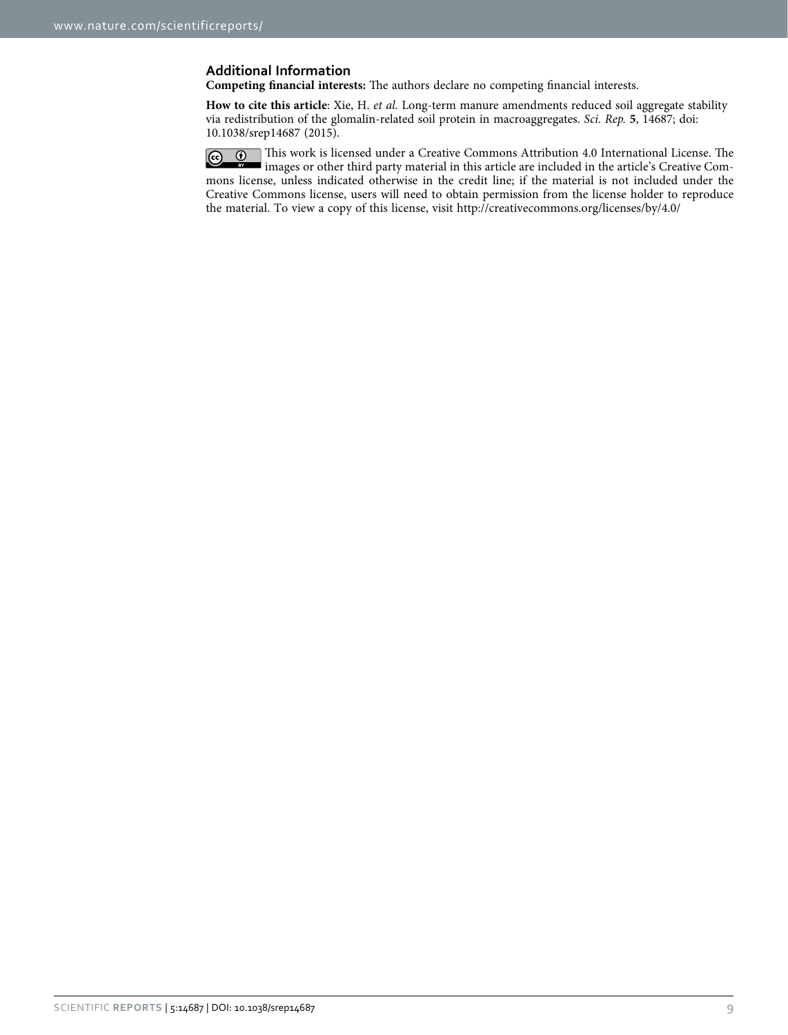## Additional Information

**Competing financial interests:** The authors declare no competing financial interests.

**How to cite this article**: Xie, H. *et al.* Long-term manure amendments reduced soil aggregate stability via redistribution of the glomalin-related soil protein in macroaggregates. *Sci. Rep.* **5**, 14687; doi: 10.1038/srep14687 (2015).

This work is licensed under a Creative Commons Attribution 4.0 International License. The images or other third party material in this article are included in the article's Creative Commons license, unless indicated otherwise in the credit line; if the material is not included under the Creative Commons license, users will need to obtain permission from the license holder to reproduce the material. To view a copy of this license, visit http://creativecommons.org/licenses/by/4.0/